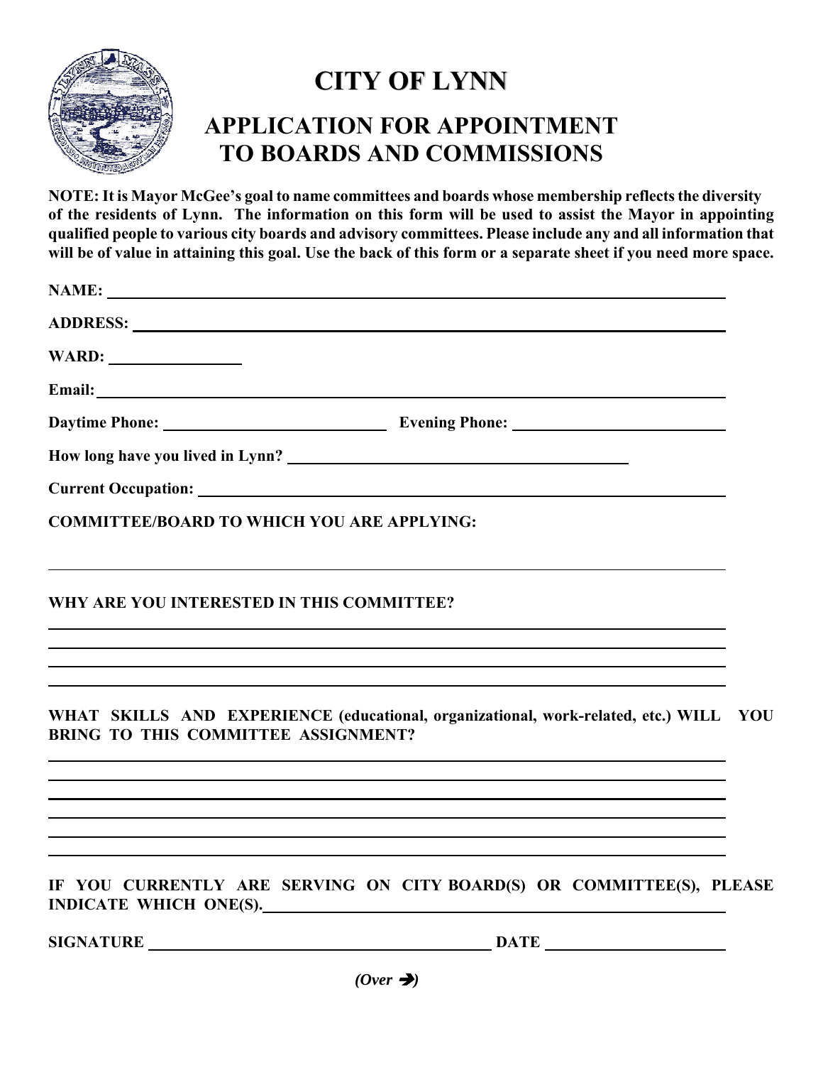# CITY OF LYNN

## APPLICATION FOR APPOINTMENT TO BOARDS AND COMMISSIONS

**NOTE: It is Mayor McGee's goal to name committees and boards whose membership reflects the diversity of the residents of Lynn. The information on this form will be used to assist the Mayor in appointing qualified people to various city boards and advisory committees. Please include any and all information that will be of value in attaining this goal. Use the back of this form or a separate sheet if you need more space.**

**NAME:** ______________________________________________________________

**ADDRESS:** ____________________________________________________________

**WARD:** ______________

**Email:** ______________________________________________________________

**Daytime Phone:** __________________________ **Evening Phone:** ________________________

**How long have you lived in Lynn?** ____________________________________

**Current Occupation:** _____________________________________________________

**COMMITTEE/BOARD TO WHICH YOU ARE APPLYING:**

______________________________________________________________________

**WHY ARE YOU INTERESTED IN THIS COMMITTEE?**

______________________________________________________________________

______________________________________________________________________

______________________________________________________________________

______________________________________________________________________

**WHAT SKILLS AND EXPERIENCE (educational, organizational, work-related, etc.) WILL YOU BRING TO THIS COMMITTEE ASSIGNMENT?**

______________________________________________________________________

______________________________________________________________________

______________________________________________________________________

______________________________________________________________________

______________________________________________________________________

______________________________________________________________________

**IF YOU CURRENTLY ARE SERVING ON CITY BOARD(S) OR COMMITTEE(S), PLEASE INDICATE WHICH ONE(S).** ______________________________________________

**SIGNATURE** ________________________________________ **DATE** ____________________

***(Over ➔)***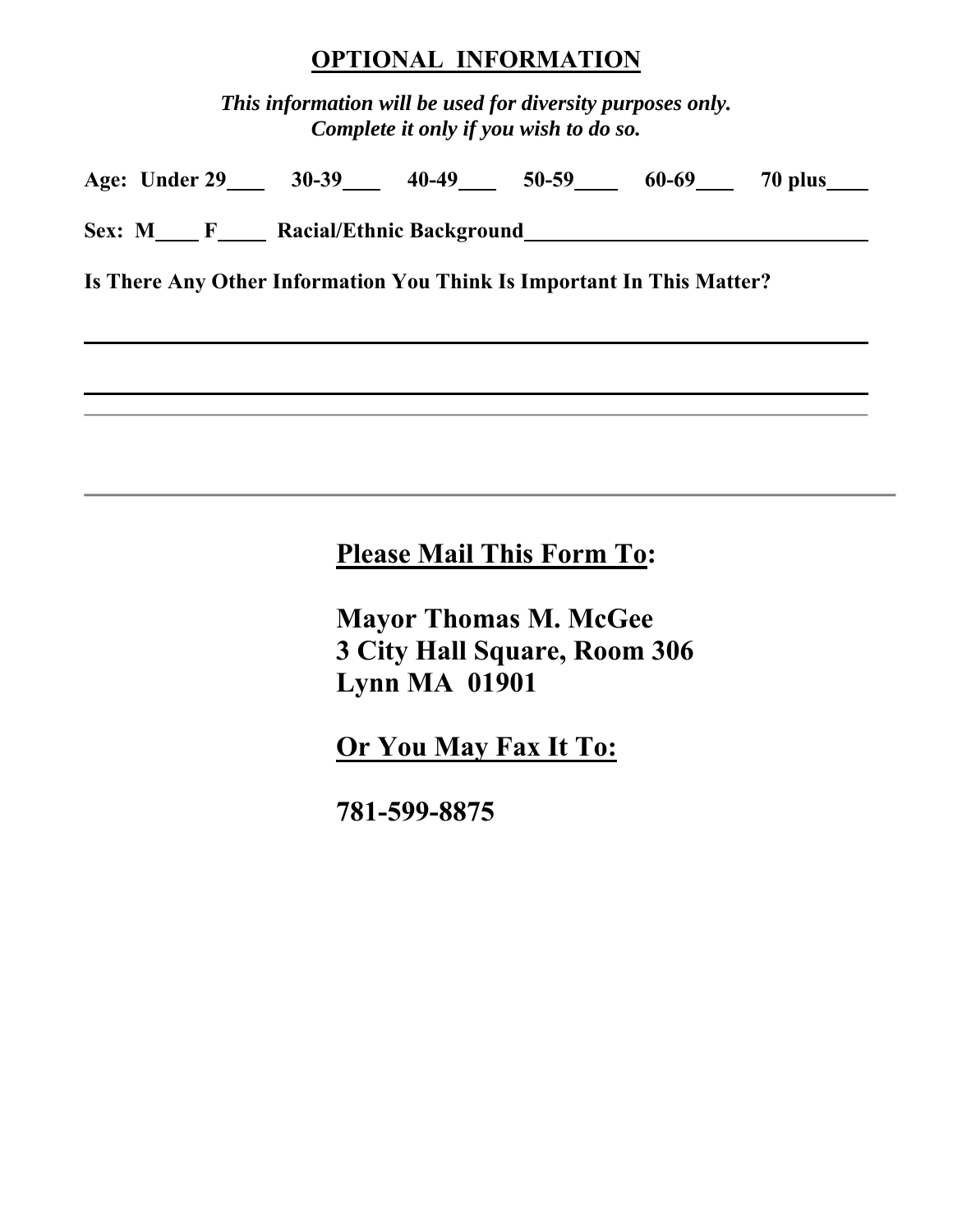# OPTIONAL INFORMATION

***This information will be used for diversity purposes only. Complete it only if you wish to do so.***

**Age: Under 29\_\_\_\_ 30-39\_\_\_\_ 40-49\_\_\_\_ 50-59\_\_\_\_ 60-69\_\_\_\_ 70 plus\_\_\_\_**

**Sex: M\_\_\_\_ F\_\_\_\_ Racial/Ethnic Background\_\_\_\_\_\_\_\_\_\_\_\_\_\_\_\_\_\_\_\_\_\_\_\_\_\_\_\_\_\_**

**Is There Any Other Information You Think Is Important In This Matter?**

\_\_\_\_\_\_\_\_\_\_\_\_\_\_\_\_\_\_\_\_\_\_\_\_\_\_\_\_\_\_\_\_\_\_\_\_\_\_\_\_\_\_\_\_\_\_\_\_\_\_\_\_\_\_\_\_\_\_\_\_\_\_\_\_\_\_\_\_\_\_\_\_

\_\_\_\_\_\_\_\_\_\_\_\_\_\_\_\_\_\_\_\_\_\_\_\_\_\_\_\_\_\_\_\_\_\_\_\_\_\_\_\_\_\_\_\_\_\_\_\_\_\_\_\_\_\_\_\_\_\_\_\_\_\_\_\_\_\_\_\_\_\_\_\_

---

## Please Mail This Form To:

**Mayor Thomas M. McGee**
**3 City Hall Square, Room 306**
**Lynn MA 01901**

## Or You May Fax It To:

**781-599-8875**